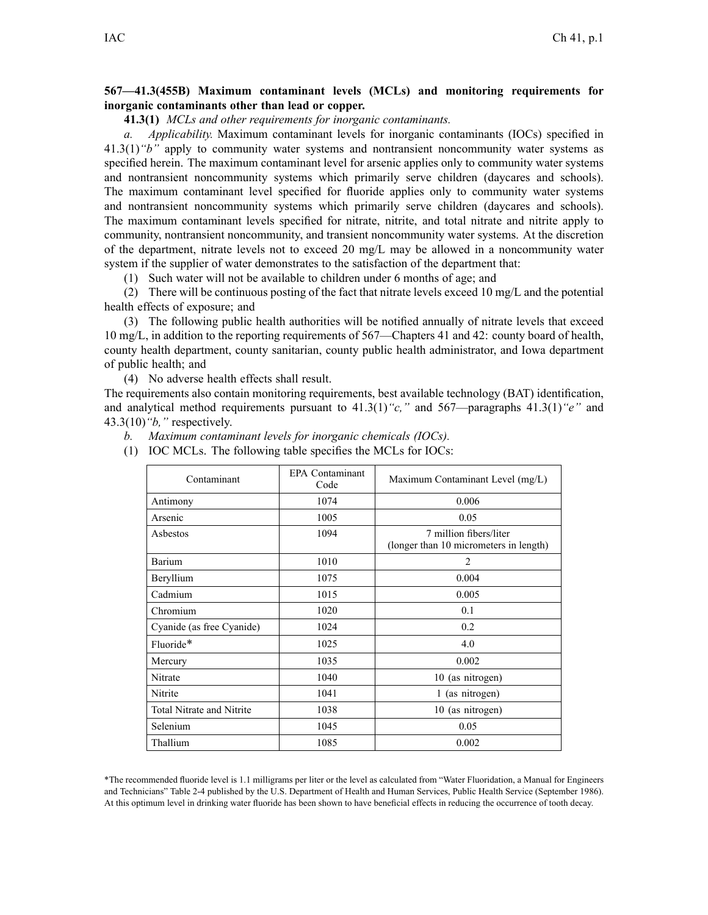**567—41.3(455B) Maximum contaminant levels (MCLs) and monitoring requirements for inorganic contaminants other than lead or copper.**

**41.3(1)** *MCLs and other requirements for inorganic contaminants.*

*a. Applicability.* Maximum contaminant levels for inorganic contaminants (IOCs) specified in 41.3(1)*"b"* apply to community water systems and nontransient noncommunity water systems as specified herein. The maximum contaminant level for arsenic applies only to community water systems and nontransient noncommunity systems which primarily serve children (daycares and schools). The maximum contaminant level specified for fluoride applies only to community water systems and nontransient noncommunity systems which primarily serve children (daycares and schools). The maximum contaminant levels specified for nitrate, nitrite, and total nitrate and nitrite apply to community, nontransient noncommunity, and transient noncommunity water systems. At the discretion of the department, nitrate levels not to exceed 20 mg/L may be allowed in a noncommunity water system if the supplier of water demonstrates to the satisfaction of the department that:

(1) Such water will not be available to children under 6 months of age; and

(2) There will be continuous posting of the fact that nitrate levels exceed 10 mg/L and the potential health effects of exposure; and

(3) The following public health authorities will be notified annually of nitrate levels that exceed 10 mg/L, in addition to the reporting requirements of 567—Chapters 41 and 42: county board of health, county health department, county sanitarian, county public health administrator, and Iowa department of public health; and

(4) No adverse health effects shall result.

The requirements also contain monitoring requirements, best available technology (BAT) identification, and analytical method requirements pursuant to 41.3(1)*"c,"* and 567—paragraphs 41.3(1)*"e"* and 43.3(10)*"b,"* respectively.

*b. Maximum contaminant levels for inorganic chemicals (IOCs).*

(1) IOC MCLs. The following table specifies the MCLs for IOCs:

| Contaminant | EPA Contaminant Code | Maximum Contaminant Level (mg/L) |
|---|---|---|
| Antimony | 1074 | 0.006 |
| Arsenic | 1005 | 0.05 |
| Asbestos | 1094 | 7 million fibers/liter (longer than 10 micrometers in length) |
| Barium | 1010 | 2 |
| Beryllium | 1075 | 0.004 |
| Cadmium | 1015 | 0.005 |
| Chromium | 1020 | 0.1 |
| Cyanide (as free Cyanide) | 1024 | 0.2 |
| Fluoride* | 1025 | 4.0 |
| Mercury | 1035 | 0.002 |
| Nitrate | 1040 | 10 (as nitrogen) |
| Nitrite | 1041 | 1 (as nitrogen) |
| Total Nitrate and Nitrite | 1038 | 10 (as nitrogen) |
| Selenium | 1045 | 0.05 |
| Thallium | 1085 | 0.002 |

*The recommended fluoride level is 1.1 milligrams per liter or the level as calculated from "Water Fluoridation, a Manual for Engineers and Technicians" Table 2-4 published by the U.S. Department of Health and Human Services, Public Health Service (September 1986). At this optimum level in drinking water fluoride has been shown to have beneficial effects in reducing the occurrence of tooth decay.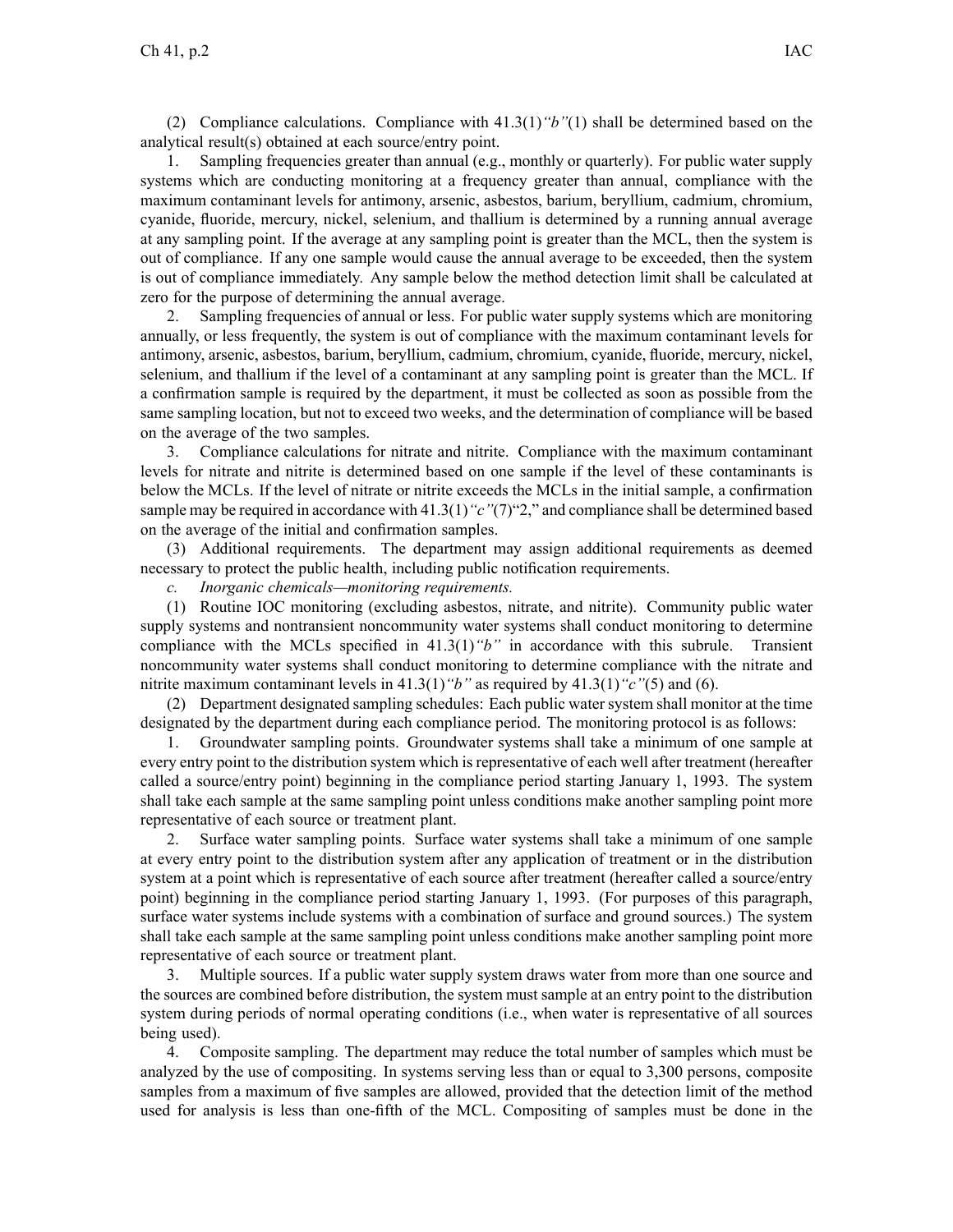(2) Compliance calculations. Compliance with 41.3(1)*"b"*(1) shall be determined based on the analytical result(s) obtained at each source/entry point.

1. Sampling frequencies greater than annual (e.g., monthly or quarterly). For public water supply systems which are conducting monitoring at a frequency greater than annual, compliance with the maximum contaminant levels for antimony, arsenic, asbestos, barium, beryllium, cadmium, chromium, cyanide, fluoride, mercury, nickel, selenium, and thallium is determined by a running annual average at any sampling point. If the average at any sampling point is greater than the MCL, then the system is out of compliance. If any one sample would cause the annual average to be exceeded, then the system is out of compliance immediately. Any sample below the method detection limit shall be calculated at zero for the purpose of determining the annual average.

2. Sampling frequencies of annual or less. For public water supply systems which are monitoring annually, or less frequently, the system is out of compliance with the maximum contaminant levels for antimony, arsenic, asbestos, barium, beryllium, cadmium, chromium, cyanide, fluoride, mercury, nickel, selenium, and thallium if the level of a contaminant at any sampling point is greater than the MCL. If a confirmation sample is required by the department, it must be collected as soon as possible from the same sampling location, but not to exceed two weeks, and the determination of compliance will be based on the average of the two samples.

3. Compliance calculations for nitrate and nitrite. Compliance with the maximum contaminant levels for nitrate and nitrite is determined based on one sample if the level of these contaminants is below the MCLs. If the level of nitrate or nitrite exceeds the MCLs in the initial sample, a confirmation sample may be required in accordance with 41.3(1)*"c"*(7)"2," and compliance shall be determined based on the average of the initial and confirmation samples.

(3) Additional requirements. The department may assign additional requirements as deemed necessary to protect the public health, including public notification requirements.

*c. Inorganic chemicals—monitoring requirements.*

(1) Routine IOC monitoring (excluding asbestos, nitrate, and nitrite). Community public water supply systems and nontransient noncommunity water systems shall conduct monitoring to determine compliance with the MCLs specified in 41.3(1)*"b"* in accordance with this subrule. Transient noncommunity water systems shall conduct monitoring to determine compliance with the nitrate and nitrite maximum contaminant levels in 41.3(1)*"b"* as required by 41.3(1)*"c"*(5) and (6).

(2) Department designated sampling schedules: Each public water system shall monitor at the time designated by the department during each compliance period. The monitoring protocol is as follows:

1. Groundwater sampling points. Groundwater systems shall take a minimum of one sample at every entry point to the distribution system which is representative of each well after treatment (hereafter called a source/entry point) beginning in the compliance period starting January 1, 1993. The system shall take each sample at the same sampling point unless conditions make another sampling point more representative of each source or treatment plant.

2. Surface water sampling points. Surface water systems shall take a minimum of one sample at every entry point to the distribution system after any application of treatment or in the distribution system at a point which is representative of each source after treatment (hereafter called a source/entry point) beginning in the compliance period starting January 1, 1993. (For purposes of this paragraph, surface water systems include systems with a combination of surface and ground sources.) The system shall take each sample at the same sampling point unless conditions make another sampling point more representative of each source or treatment plant.

3. Multiple sources. If a public water supply system draws water from more than one source and the sources are combined before distribution, the system must sample at an entry point to the distribution system during periods of normal operating conditions (i.e., when water is representative of all sources being used).

4. Composite sampling. The department may reduce the total number of samples which must be analyzed by the use of compositing. In systems serving less than or equal to 3,300 persons, composite samples from a maximum of five samples are allowed, provided that the detection limit of the method used for analysis is less than one-fifth of the MCL. Compositing of samples must be done in the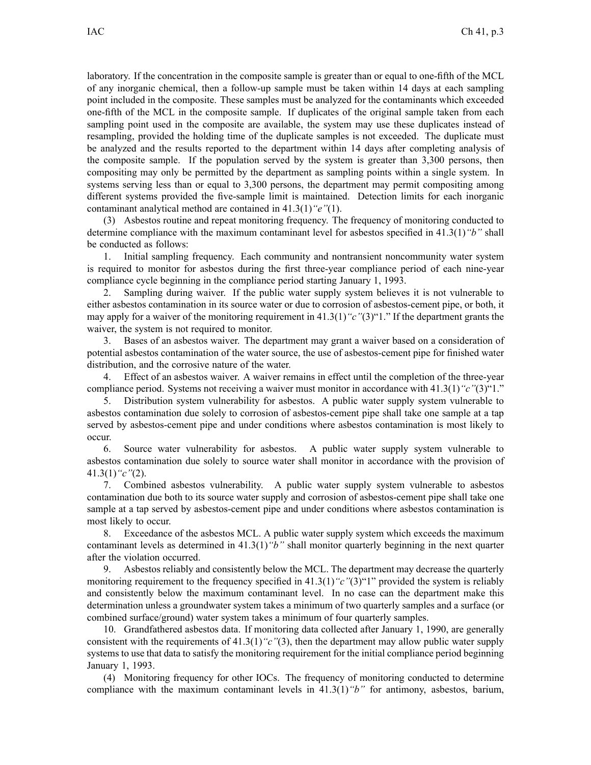laboratory. If the concentration in the composite sample is greater than or equal to one-fifth of the MCL of any inorganic chemical, then a follow-up sample must be taken within 14 days at each sampling point included in the composite. These samples must be analyzed for the contaminants which exceeded one-fifth of the MCL in the composite sample. If duplicates of the original sample taken from each sampling point used in the composite are available, the system may use these duplicates instead of resampling, provided the holding time of the duplicate samples is not exceeded. The duplicate must be analyzed and the results reported to the department within 14 days after completing analysis of the composite sample. If the population served by the system is greater than 3,300 persons, then compositing may only be permitted by the department as sampling points within a single system. In systems serving less than or equal to 3,300 persons, the department may permit compositing among different systems provided the five-sample limit is maintained. Detection limits for each inorganic contaminant analytical method are contained in 41.3(1)*"e"*(1).

(3) Asbestos routine and repeat monitoring frequency. The frequency of monitoring conducted to determine compliance with the maximum contaminant level for asbestos specified in 41.3(1)*"b"* shall be conducted as follows:

1. Initial sampling frequency. Each community and nontransient noncommunity water system is required to monitor for asbestos during the first three-year compliance period of each nine-year compliance cycle beginning in the compliance period starting January 1, 1993.

2. Sampling during waiver. If the public water supply system believes it is not vulnerable to either asbestos contamination in its source water or due to corrosion of asbestos-cement pipe, or both, it may apply for a waiver of the monitoring requirement in 41.3(1)*"c"*(3)"1." If the department grants the waiver, the system is not required to monitor.

3. Bases of an asbestos waiver. The department may grant a waiver based on a consideration of potential asbestos contamination of the water source, the use of asbestos-cement pipe for finished water distribution, and the corrosive nature of the water.

4. Effect of an asbestos waiver. A waiver remains in effect until the completion of the three-year compliance period. Systems not receiving a waiver must monitor in accordance with 41.3(1)*"c"*(3)"1."

5. Distribution system vulnerability for asbestos. A public water supply system vulnerable to asbestos contamination due solely to corrosion of asbestos-cement pipe shall take one sample at a tap served by asbestos-cement pipe and under conditions where asbestos contamination is most likely to occur.

6. Source water vulnerability for asbestos. A public water supply system vulnerable to asbestos contamination due solely to source water shall monitor in accordance with the provision of 41.3(1)*"c"*(2).

7. Combined asbestos vulnerability. A public water supply system vulnerable to asbestos contamination due both to its source water supply and corrosion of asbestos-cement pipe shall take one sample at a tap served by asbestos-cement pipe and under conditions where asbestos contamination is most likely to occur.

8. Exceedance of the asbestos MCL. A public water supply system which exceeds the maximum contaminant levels as determined in 41.3(1)*"b"* shall monitor quarterly beginning in the next quarter after the violation occurred.

9. Asbestos reliably and consistently below the MCL. The department may decrease the quarterly monitoring requirement to the frequency specified in 41.3(1)*"c"*(3)"1" provided the system is reliably and consistently below the maximum contaminant level. In no case can the department make this determination unless a groundwater system takes a minimum of two quarterly samples and a surface (or combined surface/ground) water system takes a minimum of four quarterly samples.

10. Grandfathered asbestos data. If monitoring data collected after January 1, 1990, are generally consistent with the requirements of 41.3(1)*"c"*(3), then the department may allow public water supply systems to use that data to satisfy the monitoring requirement for the initial compliance period beginning January 1, 1993.

(4) Monitoring frequency for other IOCs. The frequency of monitoring conducted to determine compliance with the maximum contaminant levels in 41.3(1)*"b"* for antimony, asbestos, barium,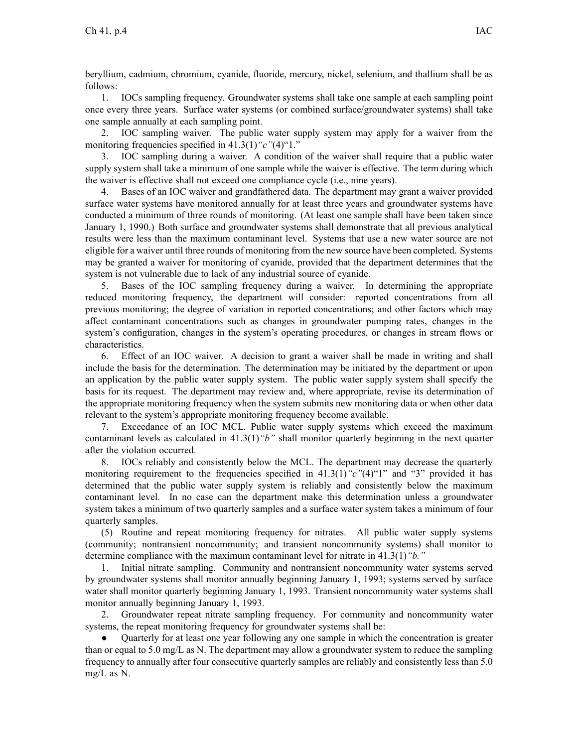beryllium, cadmium, chromium, cyanide, fluoride, mercury, nickel, selenium, and thallium shall be as follows:

1. IOCs sampling frequency. Groundwater systems shall take one sample at each sampling point once every three years. Surface water systems (or combined surface/groundwater systems) shall take one sample annually at each sampling point.

2. IOC sampling waiver. The public water supply system may apply for a waiver from the monitoring frequencies specified in 41.3(1)*"c"*(4)"1."

3. IOC sampling during a waiver. A condition of the waiver shall require that a public water supply system shall take a minimum of one sample while the waiver is effective. The term during which the waiver is effective shall not exceed one compliance cycle (i.e., nine years).

4. Bases of an IOC waiver and grandfathered data. The department may grant a waiver provided surface water systems have monitored annually for at least three years and groundwater systems have conducted a minimum of three rounds of monitoring. (At least one sample shall have been taken since January 1, 1990.) Both surface and groundwater systems shall demonstrate that all previous analytical results were less than the maximum contaminant level. Systems that use a new water source are not eligible for a waiver until three rounds of monitoring from the new source have been completed. Systems may be granted a waiver for monitoring of cyanide, provided that the department determines that the system is not vulnerable due to lack of any industrial source of cyanide.

5. Bases of the IOC sampling frequency during a waiver. In determining the appropriate reduced monitoring frequency, the department will consider: reported concentrations from all previous monitoring; the degree of variation in reported concentrations; and other factors which may affect contaminant concentrations such as changes in groundwater pumping rates, changes in the system's configuration, changes in the system's operating procedures, or changes in stream flows or characteristics.

6. Effect of an IOC waiver. A decision to grant a waiver shall be made in writing and shall include the basis for the determination. The determination may be initiated by the department or upon an application by the public water supply system. The public water supply system shall specify the basis for its request. The department may review and, where appropriate, revise its determination of the appropriate monitoring frequency when the system submits new monitoring data or when other data relevant to the system's appropriate monitoring frequency become available.

7. Exceedance of an IOC MCL. Public water supply systems which exceed the maximum contaminant levels as calculated in 41.3(1)*"b"* shall monitor quarterly beginning in the next quarter after the violation occurred.

8. IOCs reliably and consistently below the MCL. The department may decrease the quarterly monitoring requirement to the frequencies specified in 41.3(1)*"c"*(4)"1" and "3" provided it has determined that the public water supply system is reliably and consistently below the maximum contaminant level. In no case can the department make this determination unless a groundwater system takes a minimum of two quarterly samples and a surface water system takes a minimum of four quarterly samples.

(5) Routine and repeat monitoring frequency for nitrates. All public water supply systems (community; nontransient noncommunity; and transient noncommunity systems) shall monitor to determine compliance with the maximum contaminant level for nitrate in 41.3(1)*"b."*

1. Initial nitrate sampling. Community and nontransient noncommunity water systems served by groundwater systems shall monitor annually beginning January 1, 1993; systems served by surface water shall monitor quarterly beginning January 1, 1993. Transient noncommunity water systems shall monitor annually beginning January 1, 1993.

2. Groundwater repeat nitrate sampling frequency. For community and noncommunity water systems, the repeat monitoring frequency for groundwater systems shall be:

- Quarterly for at least one year following any one sample in which the concentration is greater than or equal to 5.0 mg/L as N. The department may allow a groundwater system to reduce the sampling frequency to annually after four consecutive quarterly samples are reliably and consistently less than 5.0 mg/L as N.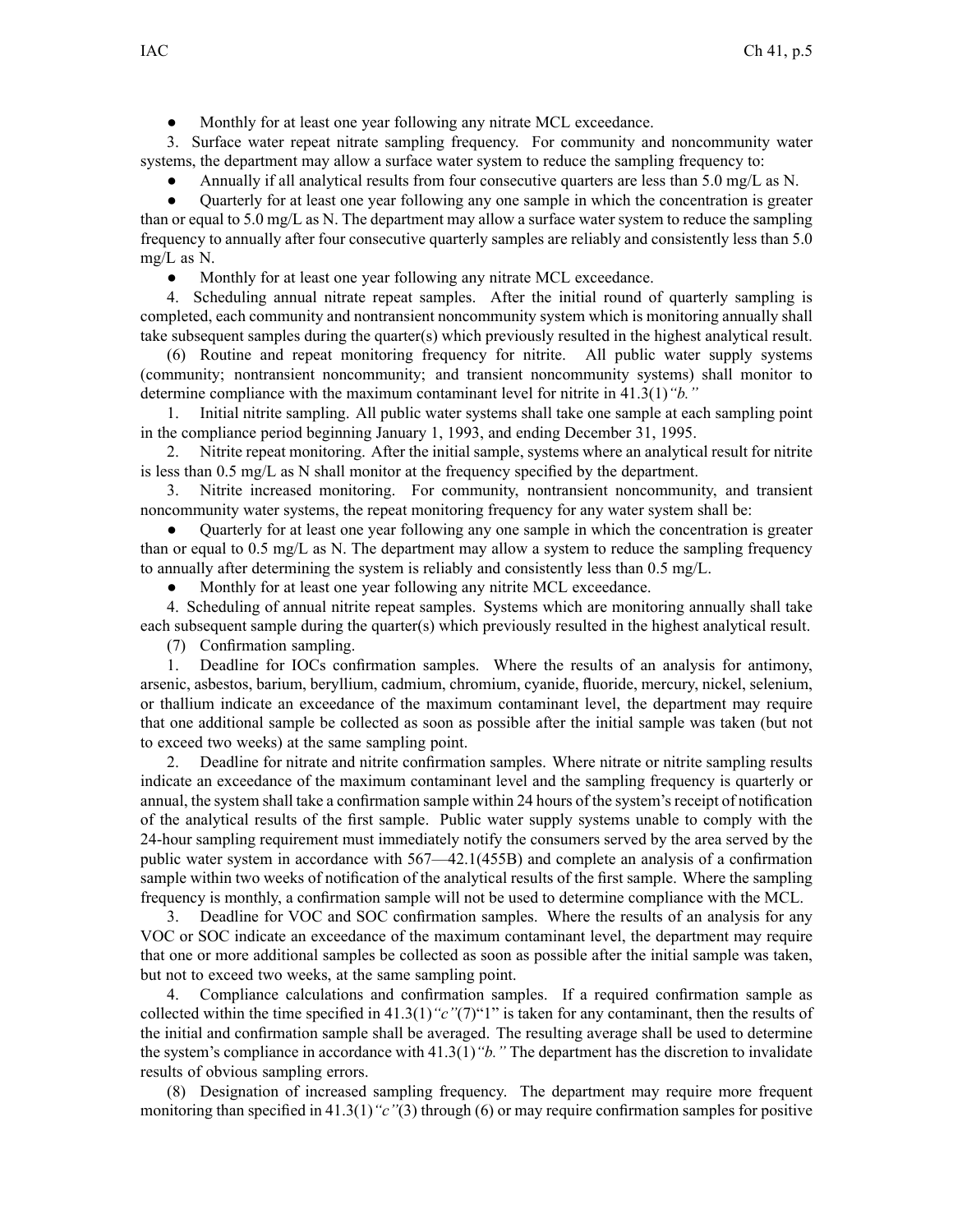- Monthly for at least one year following any nitrate MCL exceedance.

3. Surface water repeat nitrate sampling frequency. For community and noncommunity water systems, the department may allow a surface water system to reduce the sampling frequency to:

- Annually if all analytical results from four consecutive quarters are less than 5.0 mg/L as N.
- Quarterly for at least one year following any one sample in which the concentration is greater than or equal to 5.0 mg/L as N. The department may allow a surface water system to reduce the sampling frequency to annually after four consecutive quarterly samples are reliably and consistently less than 5.0 mg/L as N.
- Monthly for at least one year following any nitrate MCL exceedance.

4. Scheduling annual nitrate repeat samples. After the initial round of quarterly sampling is completed, each community and nontransient noncommunity system which is monitoring annually shall take subsequent samples during the quarter(s) which previously resulted in the highest analytical result.

(6) Routine and repeat monitoring frequency for nitrite. All public water supply systems (community; nontransient noncommunity; and transient noncommunity systems) shall monitor to determine compliance with the maximum contaminant level for nitrite in 41.3(1)*"b."*

1. Initial nitrite sampling. All public water systems shall take one sample at each sampling point in the compliance period beginning January 1, 1993, and ending December 31, 1995.

2. Nitrite repeat monitoring. After the initial sample, systems where an analytical result for nitrite is less than 0.5 mg/L as N shall monitor at the frequency specified by the department.

3. Nitrite increased monitoring. For community, nontransient noncommunity, and transient noncommunity water systems, the repeat monitoring frequency for any water system shall be:

- Quarterly for at least one year following any one sample in which the concentration is greater than or equal to 0.5 mg/L as N. The department may allow a system to reduce the sampling frequency to annually after determining the system is reliably and consistently less than 0.5 mg/L.
- Monthly for at least one year following any nitrite MCL exceedance.

4. Scheduling of annual nitrite repeat samples. Systems which are monitoring annually shall take each subsequent sample during the quarter(s) which previously resulted in the highest analytical result.

(7) Confirmation sampling.

1. Deadline for IOCs confirmation samples. Where the results of an analysis for antimony, arsenic, asbestos, barium, beryllium, cadmium, chromium, cyanide, fluoride, mercury, nickel, selenium, or thallium indicate an exceedance of the maximum contaminant level, the department may require that one additional sample be collected as soon as possible after the initial sample was taken (but not to exceed two weeks) at the same sampling point.

2. Deadline for nitrate and nitrite confirmation samples. Where nitrate or nitrite sampling results indicate an exceedance of the maximum contaminant level and the sampling frequency is quarterly or annual, the system shall take a confirmation sample within 24 hours of the system's receipt of notification of the analytical results of the first sample. Public water supply systems unable to comply with the 24-hour sampling requirement must immediately notify the consumers served by the area served by the public water system in accordance with 567—42.1(455B) and complete an analysis of a confirmation sample within two weeks of notification of the analytical results of the first sample. Where the sampling frequency is monthly, a confirmation sample will not be used to determine compliance with the MCL.

3. Deadline for VOC and SOC confirmation samples. Where the results of an analysis for any VOC or SOC indicate an exceedance of the maximum contaminant level, the department may require that one or more additional samples be collected as soon as possible after the initial sample was taken, but not to exceed two weeks, at the same sampling point.

4. Compliance calculations and confirmation samples. If a required confirmation sample as collected within the time specified in 41.3(1)*"c"*(7)"1" is taken for any contaminant, then the results of the initial and confirmation sample shall be averaged. The resulting average shall be used to determine the system's compliance in accordance with 41.3(1)*"b."* The department has the discretion to invalidate results of obvious sampling errors.

(8) Designation of increased sampling frequency. The department may require more frequent monitoring than specified in 41.3(1)*"c"*(3) through (6) or may require confirmation samples for positive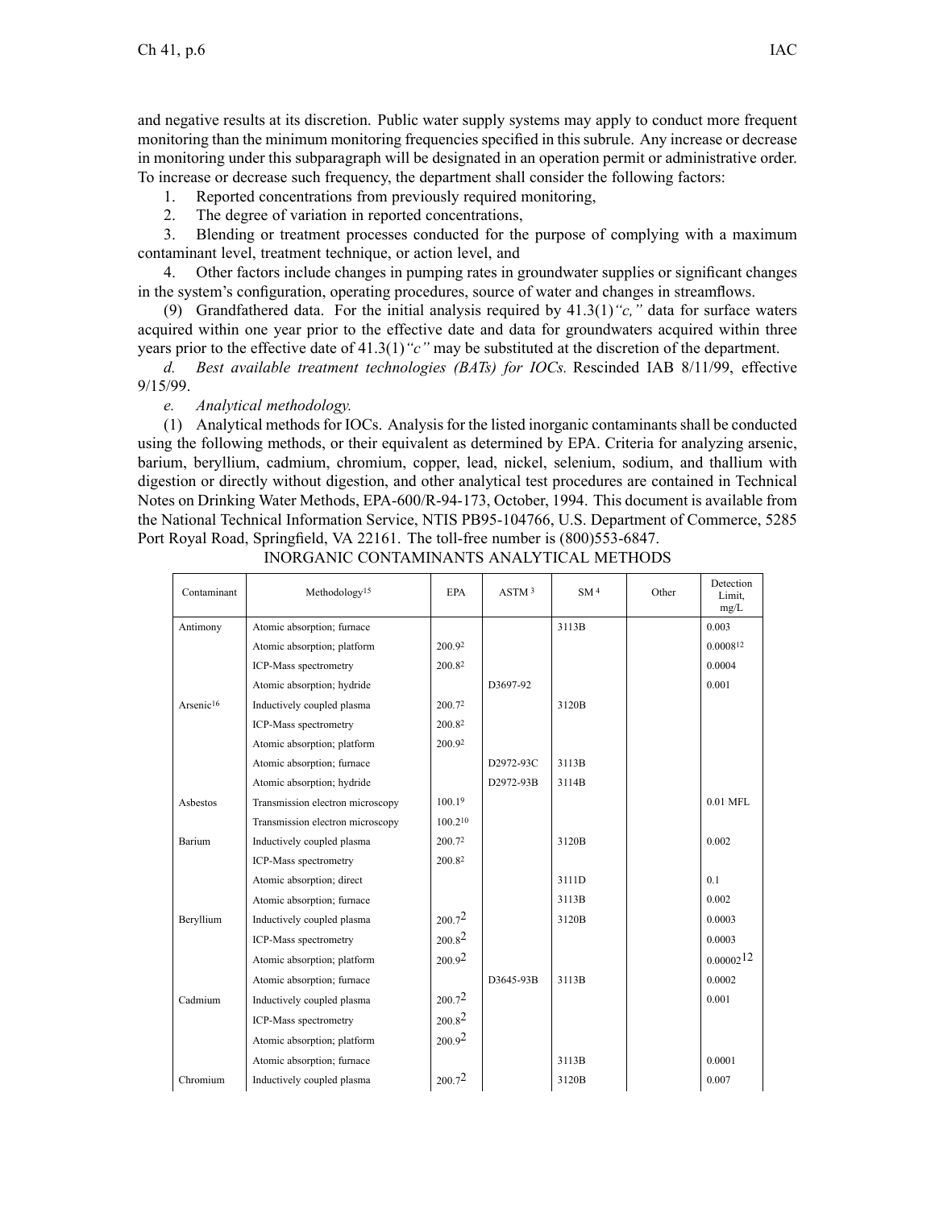and negative results at its discretion. Public water supply systems may apply to conduct more frequent monitoring than the minimum monitoring frequencies specified in this subrule. Any increase or decrease in monitoring under this subparagraph will be designated in an operation permit or administrative order. To increase or decrease such frequency, the department shall consider the following factors:

1. Reported concentrations from previously required monitoring,
2. The degree of variation in reported concentrations,
3. Blending or treatment processes conducted for the purpose of complying with a maximum contaminant level, treatment technique, or action level, and
4. Other factors include changes in pumping rates in groundwater supplies or significant changes in the system's configuration, operating procedures, source of water and changes in streamflows.

(9) Grandfathered data. For the initial analysis required by 41.3(1)*"c,"* data for surface waters acquired within one year prior to the effective date and data for groundwaters acquired within three years prior to the effective date of 41.3(1)*"c"* may be substituted at the discretion of the department.

*d. Best available treatment technologies (BATs) for IOCs.* Rescinded IAB 8/11/99, effective 9/15/99.

*e. Analytical methodology.*

(1) Analytical methods for IOCs. Analysis for the listed inorganic contaminants shall be conducted using the following methods, or their equivalent as determined by EPA. Criteria for analyzing arsenic, barium, beryllium, cadmium, chromium, copper, lead, nickel, selenium, sodium, and thallium with digestion or directly without digestion, and other analytical test procedures are contained in Technical Notes on Drinking Water Methods, EPA-600/R-94-173, October, 1994. This document is available from the National Technical Information Service, NTIS PB95-104766, U.S. Department of Commerce, 5285 Port Royal Road, Springfield, VA 22161. The toll-free number is (800)553-6847.

INORGANIC CONTAMINANTS ANALYTICAL METHODS

| Contaminant | Methodology[15] | EPA | ASTM [3] | SM [4] | Other | Detection Limit, mg/L |
|---|---|---|---|---|---|---|
| Antimony | Atomic absorption; furnace | | | 3113B | | 0.003 |
| | Atomic absorption; platform | 200.9[2] | | | | 0.0008[12] |
| | ICP-Mass spectrometry | 200.8[2] | | | | 0.0004 |
| | Atomic absorption; hydride | | D3697-92 | | | 0.001 |
| Arsenic[16] | Inductively coupled plasma | 200.7[2] | | 3120B | | |
| | ICP-Mass spectrometry | 200.8[2] | | | | |
| | Atomic absorption; platform | 200.9[2] | | | | |
| | Atomic absorption; furnace | | D2972-93C | 3113B | | |
| | Atomic absorption; hydride | | D2972-93B | 3114B | | |
| Asbestos | Transmission electron microscopy | 100.1[9] | | | | 0.01 MFL |
| | Transmission electron microscopy | 100.2[10] | | | | |
| Barium | Inductively coupled plasma | 200.7[2] | | 3120B | | 0.002 |
| | ICP-Mass spectrometry | 200.8[2] | | | | |
| | Atomic absorption; direct | | | 3111D | | 0.1 |
| | Atomic absorption; furnace | | | 3113B | | 0.002 |
| Beryllium | Inductively coupled plasma | 200.7[2] | | 3120B | | 0.0003 |
| | ICP-Mass spectrometry | 200.8[2] | | | | 0.0003 |
| | Atomic absorption; platform | 200.9[2] | | | | 0.00002[12] |
| | Atomic absorption; furnace | | D3645-93B | 3113B | | 0.0002 |
| Cadmium | Inductively coupled plasma | 200.7[2] | | | | 0.001 |
| | ICP-Mass spectrometry | 200.8[2] | | | | |
| | Atomic absorption; platform | 200.9[2] | | | | |
| | Atomic absorption; furnace | | | 3113B | | 0.0001 |
| Chromium | Inductively coupled plasma | 200.7[2] | | 3120B | | 0.007 |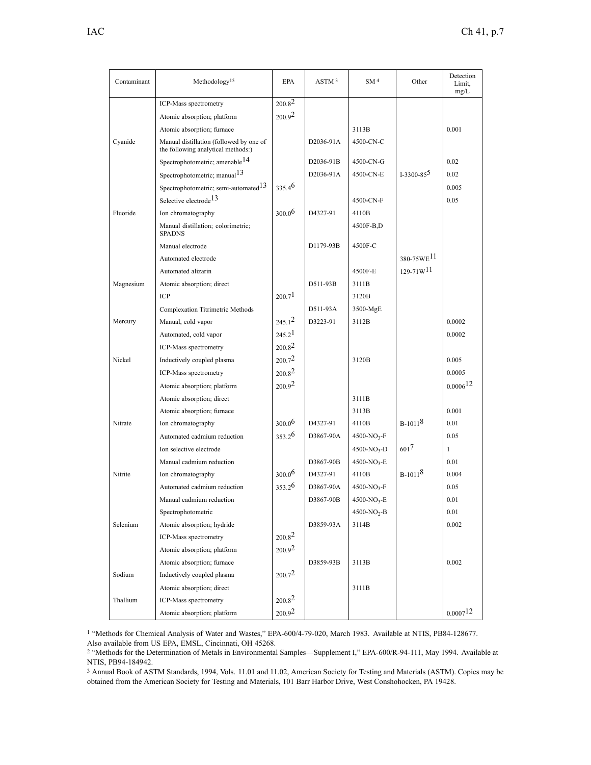| Contaminant | Methodology[15] | EPA | ASTM[3] | SM[4] | Other | Detection Limit, mg/L |
|---|---|---|---|---|---|---|
| | ICP-Mass spectrometry | 200.8[2] | | | | |
| | Atomic absorption; platform | 200.9[2] | | | | |
| | Atomic absorption; furnace | | | 3113B | | 0.001 |
| Cyanide | Manual distillation (followed by one of the following analytical methods:) | | D2036-91A | 4500-CN-C | | |
| | Spectrophotometric; amenable[14] | | D2036-91B | 4500-CN-G | | 0.02 |
| | Spectrophotometric; manual[13] | | D2036-91A | 4500-CN-E | I-3300-85[5] | 0.02 |
| | Spectrophotometric; semi-automated[13] | 335.4[6] | | | | 0.005 |
| | Selective electrode[13] | | | 4500-CN-F | | 0.05 |
| Fluoride | Ion chromatography | 300.0[6] | D4327-91 | 4110B | | |
| | Manual distillation; colorimetric; SPADNS | | | 4500F-B,D | | |
| | Manual electrode | | D1179-93B | 4500F-C | | |
| | Automated electrode | | | | 380-75WE[11] | |
| | Automated alizarin | | | 4500F-E | 129-71W[11] | |
| Magnesium | Atomic absorption; direct | | D511-93B | 3111B | | |
| | ICP | 200.7[1] | | 3120B | | |
| | Complexation Titrimetric Methods | | D511-93A | 3500-MgE | | |
| Mercury | Manual, cold vapor | 245.1[2] | D3223-91 | 3112B | | 0.0002 |
| | Automated, cold vapor | 245.2[1] | | | | 0.0002 |
| | ICP-Mass spectrometry | 200.8[2] | | | | |
| Nickel | Inductively coupled plasma | 200.7[2] | | 3120B | | 0.005 |
| | ICP-Mass spectrometry | 200.8[2] | | | | 0.0005 |
| | Atomic absorption; platform | 200.9[2] | | | | 0.0006[12] |
| | Atomic absorption; direct | | | 3111B | | |
| | Atomic absorption; furnace | | | 3113B | | 0.001 |
| Nitrate | Ion chromatography | 300.0[6] | D4327-91 | 4110B | B-1011[8] | 0.01 |
| | Automated cadmium reduction | 353.2[6] | D3867-90A | 4500-$NO_3$-F | | 0.05 |
| | Ion selective electrode | | | 4500-$NO_3$-D | 601[7] | 1 |
| | Manual cadmium reduction | | D3867-90B | 4500-$NO_3$-E | | 0.01 |
| Nitrite | Ion chromatography | 300.0[6] | D4327-91 | 4110B | B-1011[8] | 0.004 |
| | Automated cadmium reduction | 353.2[6] | D3867-90A | 4500-$NO_3$-F | | 0.05 |
| | Manual cadmium reduction | | D3867-90B | 4500-$NO_3$-E | | 0.01 |
| | Spectrophotometric | | | 4500-$NO_2$-B | | 0.01 |
| Selenium | Atomic absorption; hydride | | D3859-93A | 3114B | | 0.002 |
| | ICP-Mass spectrometry | 200.8[2] | | | | |
| | Atomic absorption; platform | 200.9[2] | | | | |
| | Atomic absorption; furnace | | D3859-93B | 3113B | | 0.002 |
| Sodium | Inductively coupled plasma | 200.7[2] | | | | |
| | Atomic absorption; direct | | | 3111B | | |
| Thallium | ICP-Mass spectrometry | 200.8[2] | | | | |
| | Atomic absorption; platform | 200.9[2] | | | | 0.0007[12] |

[1] "Methods for Chemical Analysis of Water and Wastes," EPA-600/4-79-020, March 1983. Available at NTIS, PB84-128677. Also available from US EPA, EMSL, Cincinnati, OH 45268.

[2] "Methods for the Determination of Metals in Environmental Samples—Supplement I," EPA-600/R-94-111, May 1994. Available at NTIS, PB94-184942.

[3] Annual Book of ASTM Standards, 1994, Vols. 11.01 and 11.02, American Society for Testing and Materials (ASTM). Copies may be obtained from the American Society for Testing and Materials, 101 Barr Harbor Drive, West Conshohocken, PA 19428.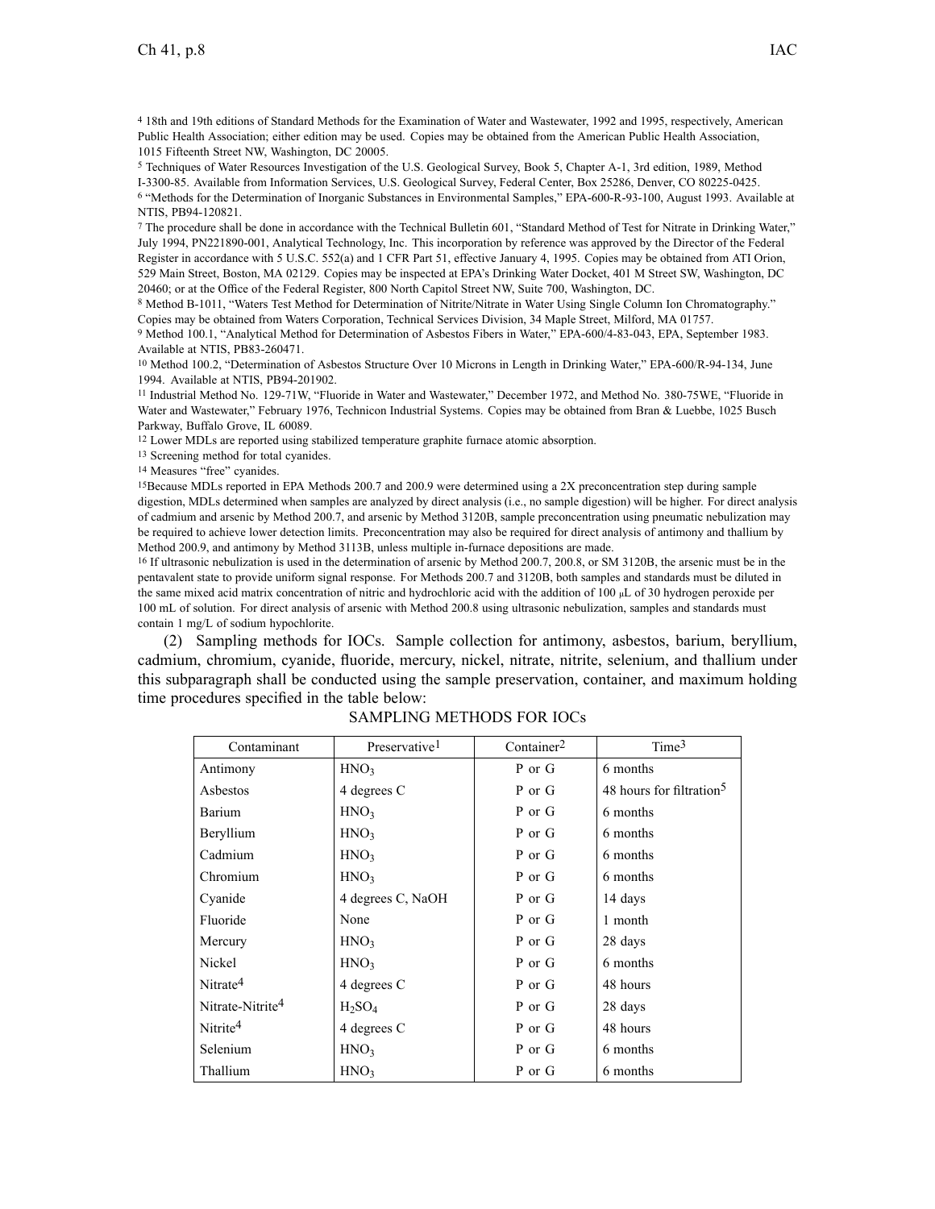[4] 18th and 19th editions of Standard Methods for the Examination of Water and Wastewater, 1992 and 1995, respectively, American Public Health Association; either edition may be used. Copies may be obtained from the American Public Health Association, 1015 Fifteenth Street NW, Washington, DC 20005.

[5] Techniques of Water Resources Investigation of the U.S. Geological Survey, Book 5, Chapter A-1, 3rd edition, 1989, Method I-3300-85. Available from Information Services, U.S. Geological Survey, Federal Center, Box 25286, Denver, CO 80225-0425.

[6] "Methods for the Determination of Inorganic Substances in Environmental Samples," EPA-600-R-93-100, August 1993. Available at NTIS, PB94-120821.

[7] The procedure shall be done in accordance with the Technical Bulletin 601, "Standard Method of Test for Nitrate in Drinking Water," July 1994, PN221890-001, Analytical Technology, Inc. This incorporation by reference was approved by the Director of the Federal Register in accordance with 5 U.S.C. 552(a) and 1 CFR Part 51, effective January 4, 1995. Copies may be obtained from ATI Orion, 529 Main Street, Boston, MA 02129. Copies may be inspected at EPA's Drinking Water Docket, 401 M Street SW, Washington, DC 20460; or at the Office of the Federal Register, 800 North Capitol Street NW, Suite 700, Washington, DC.

[8] Method B-1011, "Waters Test Method for Determination of Nitrite/Nitrate in Water Using Single Column Ion Chromatography." Copies may be obtained from Waters Corporation, Technical Services Division, 34 Maple Street, Milford, MA 01757.

[9] Method 100.1, "Analytical Method for Determination of Asbestos Fibers in Water," EPA-600/4-83-043, EPA, September 1983. Available at NTIS, PB83-260471.

[10] Method 100.2, "Determination of Asbestos Structure Over 10 Microns in Length in Drinking Water," EPA-600/R-94-134, June 1994. Available at NTIS, PB94-201902.

[11] Industrial Method No. 129-71W, "Fluoride in Water and Wastewater," December 1972, and Method No. 380-75WE, "Fluoride in Water and Wastewater," February 1976, Technicon Industrial Systems. Copies may be obtained from Bran & Luebbe, 1025 Busch Parkway, Buffalo Grove, IL 60089.

[12] Lower MDLs are reported using stabilized temperature graphite furnace atomic absorption.

[13] Screening method for total cyanides.

[14] Measures "free" cyanides.

[15] Because MDLs reported in EPA Methods 200.7 and 200.9 were determined using a 2X preconcentration step during sample digestion, MDLs determined when samples are analyzed by direct analysis (i.e., no sample digestion) will be higher. For direct analysis of cadmium and arsenic by Method 200.7, and arsenic by Method 3120B, sample preconcentration using pneumatic nebulization may be required to achieve lower detection limits. Preconcentration may also be required for direct analysis of antimony and thallium by Method 200.9, and antimony by Method 3113B, unless multiple in-furnace depositions are made.

[16] If ultrasonic nebulization is used in the determination of arsenic by Method 200.7, 200.8, or SM 3120B, the arsenic must be in the pentavalent state to provide uniform signal response. For Methods 200.7 and 3120B, both samples and standards must be diluted in the same mixed acid matrix concentration of nitric and hydrochloric acid with the addition of 100 μL of 30 hydrogen peroxide per 100 mL of solution. For direct analysis of arsenic with Method 200.8 using ultrasonic nebulization, samples and standards must contain 1 mg/L of sodium hypochlorite.

(2) Sampling methods for IOCs. Sample collection for antimony, asbestos, barium, beryllium, cadmium, chromium, cyanide, fluoride, mercury, nickel, nitrate, nitrite, selenium, and thallium under this subparagraph shall be conducted using the sample preservation, container, and maximum holding time procedures specified in the table below:

SAMPLING METHODS FOR IOCs

| Contaminant | Preservative[1] | Container[2] | Time[3] |
|---|---|---|---|
| Antimony | $HNO_3$ | P or G | 6 months |
| Asbestos | 4 degrees C | P or G | 48 hours for filtration[5] |
| Barium | $HNO_3$ | P or G | 6 months |
| Beryllium | $HNO_3$ | P or G | 6 months |
| Cadmium | $HNO_3$ | P or G | 6 months |
| Chromium | $HNO_3$ | P or G | 6 months |
| Cyanide | 4 degrees C, NaOH | P or G | 14 days |
| Fluoride | None | P or G | 1 month |
| Mercury | $HNO_3$ | P or G | 28 days |
| Nickel | $HNO_3$ | P or G | 6 months |
| Nitrate[4] | 4 degrees C | P or G | 48 hours |
| Nitrate-Nitrite[4] | $H_2SO_4$ | P or G | 28 days |
| Nitrite[4] | 4 degrees C | P or G | 48 hours |
| Selenium | $HNO_3$ | P or G | 6 months |
| Thallium | $HNO_3$ | P or G | 6 months |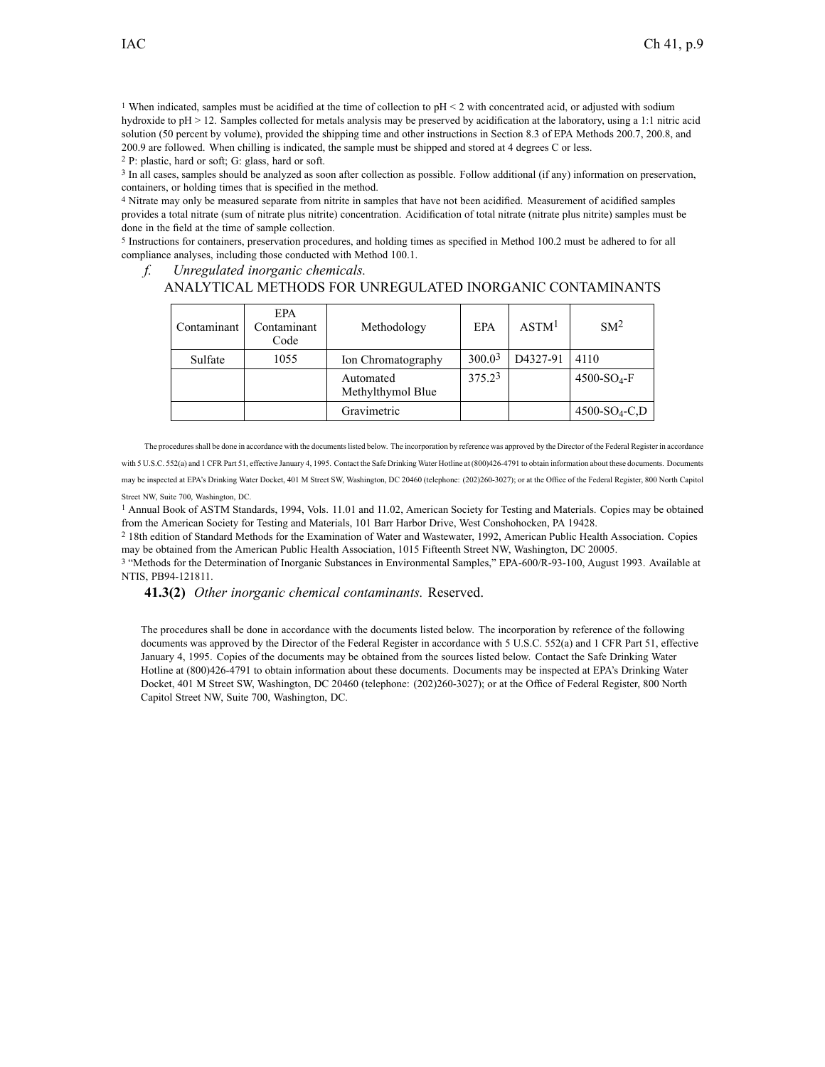[1] When indicated, samples must be acidified at the time of collection to pH < 2 with concentrated acid, or adjusted with sodium hydroxide to pH > 12. Samples collected for metals analysis may be preserved by acidification at the laboratory, using a 1:1 nitric acid solution (50 percent by volume), provided the shipping time and other instructions in Section 8.3 of EPA Methods 200.7, 200.8, and 200.9 are followed. When chilling is indicated, the sample must be shipped and stored at 4 degrees C or less.

[2] P: plastic, hard or soft; G: glass, hard or soft.

[3] In all cases, samples should be analyzed as soon after collection as possible. Follow additional (if any) information on preservation, containers, or holding times that is specified in the method.

[4] Nitrate may only be measured separate from nitrite in samples that have not been acidified. Measurement of acidified samples provides a total nitrate (sum of nitrate plus nitrite) concentration. Acidification of total nitrate (nitrate plus nitrite) samples must be done in the field at the time of sample collection.

[5] Instructions for containers, preservation procedures, and holding times as specified in Method 100.2 must be adhered to for all compliance analyses, including those conducted with Method 100.1.

*f. Unregulated inorganic chemicals.*

ANALYTICAL METHODS FOR UNREGULATED INORGANIC CONTAMINANTS

| Contaminant | EPA Contaminant Code | Methodology | EPA | ASTM[1] | SM[2] |
|---|---|---|---|---|---|
| Sulfate | 1055 | Ion Chromatography | 300.0[3] | D4327-91 | 4110 |
| | | Automated Methylthymol Blue | 375.2[3] | | 4500-$SO_4$-F |
| | | Gravimetric | | | 4500-$SO_4$-C,D |

The procedures shall be done in accordance with the documents listed below. The incorporation by reference was approved by the Director of the Federal Register in accordance with 5 U.S.C. 552(a) and 1 CFR Part 51, effective January 4, 1995. Contact the Safe Drinking Water Hotline at (800)426-4791 to obtain information about these documents. Documents may be inspected at EPA's Drinking Water Docket, 401 M Street SW, Washington, DC 20460 (telephone: (202)260-3027); or at the Office of the Federal Register, 800 North Capitol Street NW, Suite 700, Washington, DC.

[1] Annual Book of ASTM Standards, 1994, Vols. 11.01 and 11.02, American Society for Testing and Materials. Copies may be obtained from the American Society for Testing and Materials, 101 Barr Harbor Drive, West Conshohocken, PA 19428.

[2] 18th edition of Standard Methods for the Examination of Water and Wastewater, 1992, American Public Health Association. Copies may be obtained from the American Public Health Association, 1015 Fifteenth Street NW, Washington, DC 20005.

[3] "Methods for the Determination of Inorganic Substances in Environmental Samples," EPA-600/R-93-100, August 1993. Available at NTIS, PB94-121811.

**41.3(2)** *Other inorganic chemical contaminants.* Reserved.

The procedures shall be done in accordance with the documents listed below. The incorporation by reference of the following documents was approved by the Director of the Federal Register in accordance with 5 U.S.C. 552(a) and 1 CFR Part 51, effective January 4, 1995. Copies of the documents may be obtained from the sources listed below. Contact the Safe Drinking Water Hotline at (800)426-4791 to obtain information about these documents. Documents may be inspected at EPA's Drinking Water Docket, 401 M Street SW, Washington, DC 20460 (telephone: (202)260-3027); or at the Office of Federal Register, 800 North Capitol Street NW, Suite 700, Washington, DC.